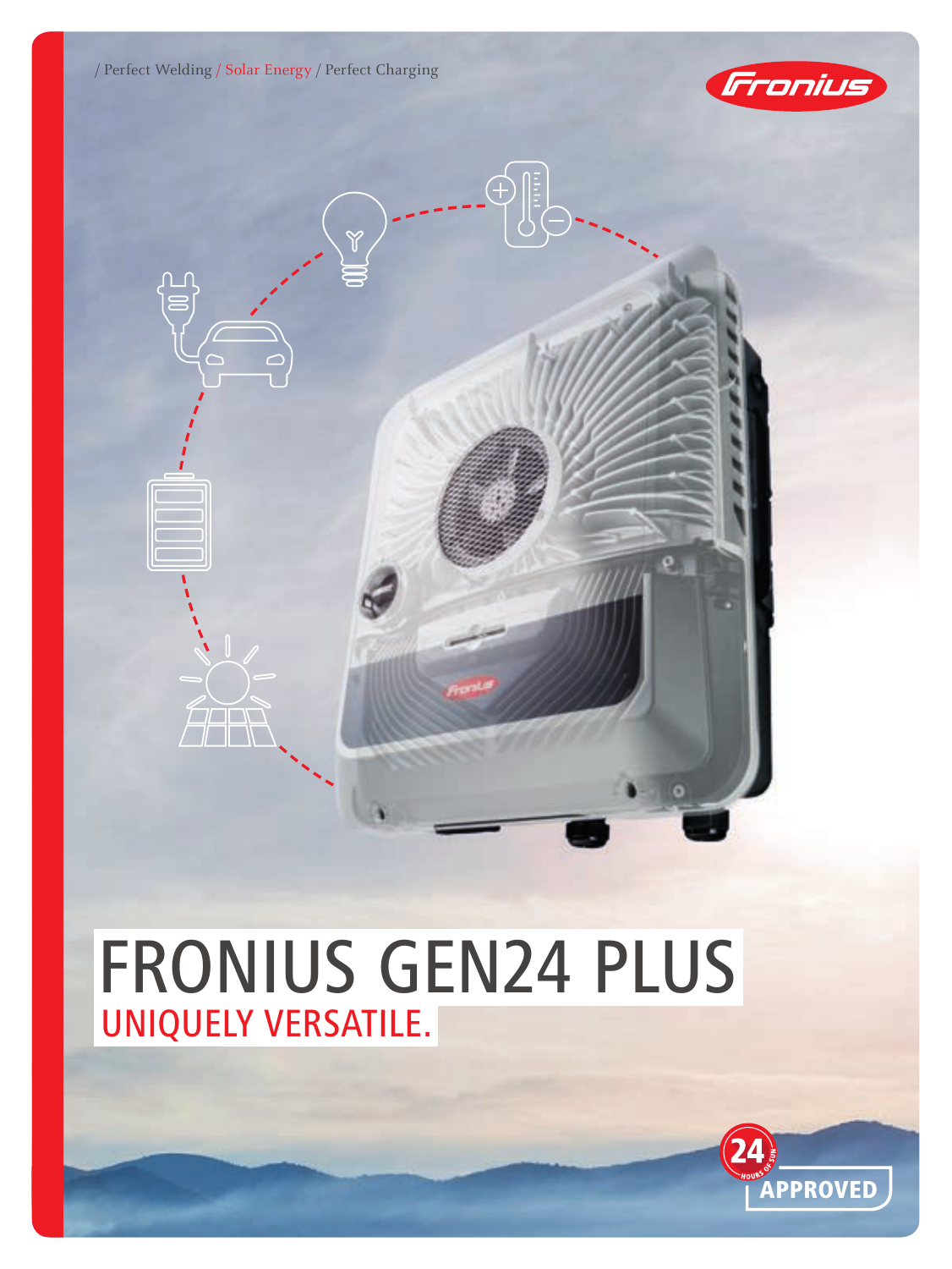/ Perfect Welding / Solar Energy / Perfect Charging

# FRONIUS GEN24 PLUS

## UNIQUELY VERSATILE.

24 HOURS OF SUN APPROVED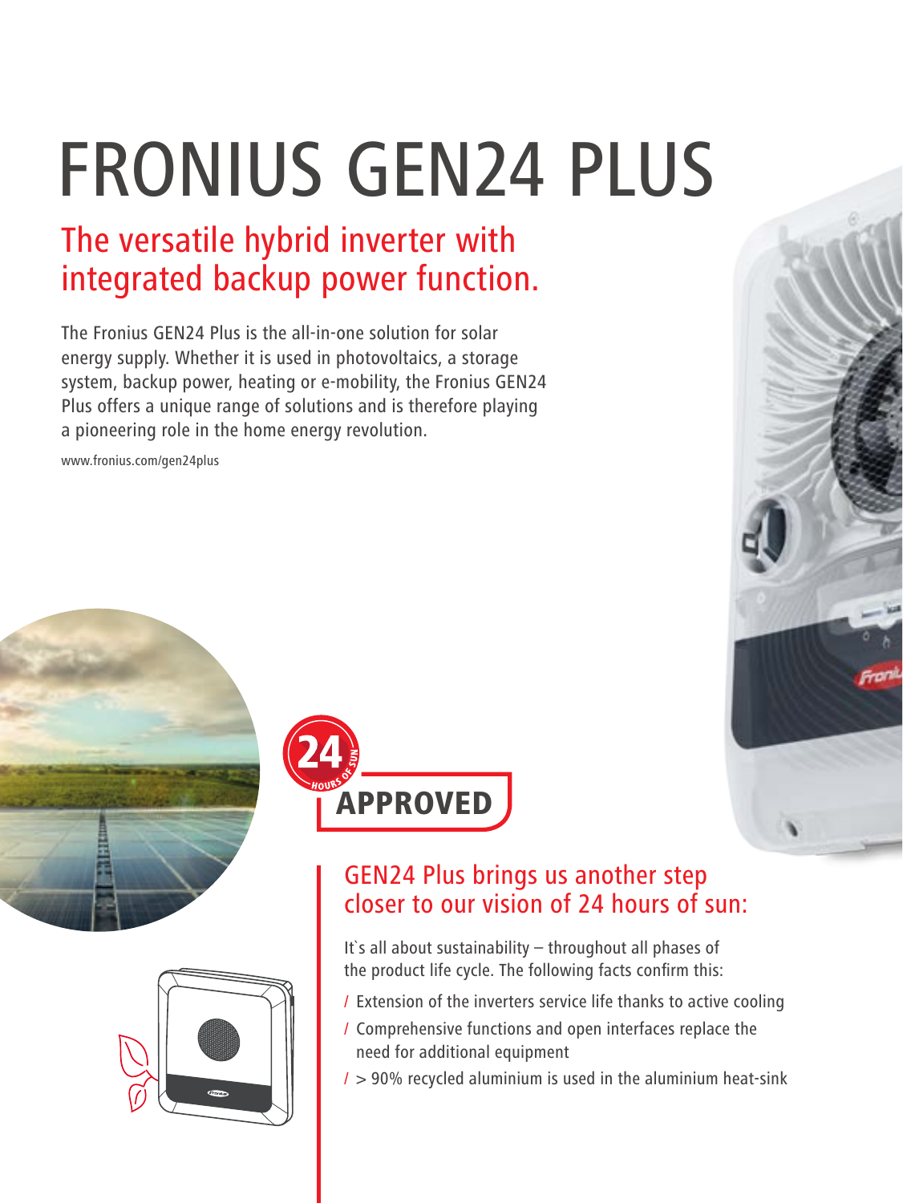# FRONIUS GEN24 PLUS

## The versatile hybrid inverter with integrated backup power function.

The Fronius GEN24 Plus is the all-in-one solution for solar energy supply. Whether it is used in photovoltaics, a storage system, backup power, heating or e-mobility, the Fronius GEN24 Plus offers a unique range of solutions and is therefore playing a pioneering role in the home energy revolution.

www.fronius.com/gen24plus

24 HOURS OF SUN

**APPROVED**

### GEN24 Plus brings us another step closer to our vision of 24 hours of sun:

It`s all about sustainability – throughout all phases of the product life cycle. The following facts confirm this:

- Extension of the inverters service life thanks to active cooling
- Comprehensive functions and open interfaces replace the need for additional equipment
- > 90% recycled aluminium is used in the aluminium heat-sink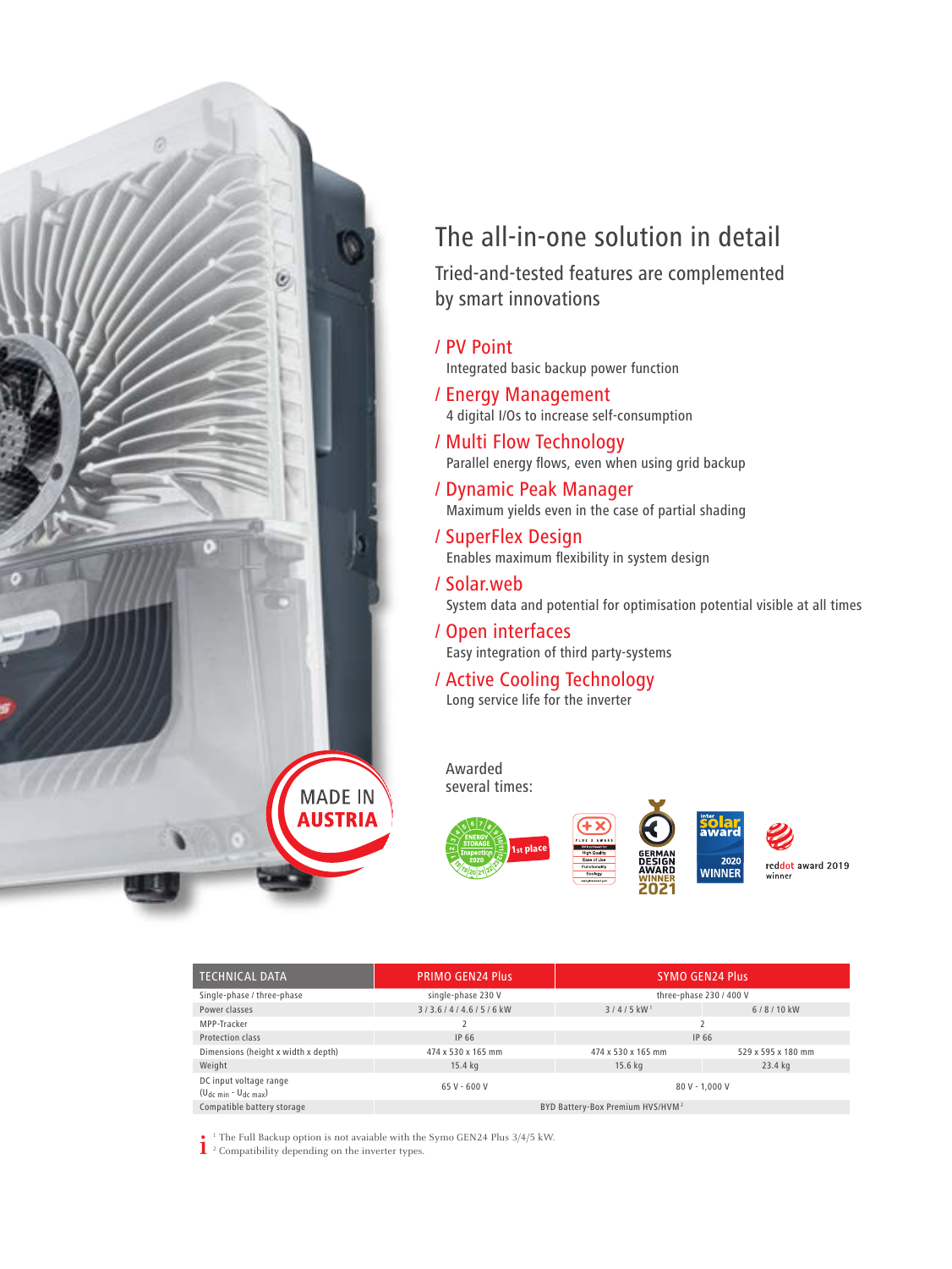# The all-in-one solution in detail

Tried-and-tested features are complemented by smart innovations

### / PV Point
Integrated basic backup power function

### / Energy Management
4 digital I/Os to increase self-consumption

### / Multi Flow Technology
Parallel energy flows, even when using grid backup

### / Dynamic Peak Manager
Maximum yields even in the case of partial shading

### / SuperFlex Design
Enables maximum flexibility in system design

### / Solar.web
System data and potential for optimisation potential visible at all times

### / Open interfaces
Easy integration of third party-systems

### / Active Cooling Technology
Long service life for the inverter

MADE IN AUSTRIA

Awarded several times:

| TECHNICAL DATA | PRIMO GEN24 Plus | SYMO GEN24 Plus | |
|---|---|---|---|
| Single-phase / three-phase | single-phase 230 V | three-phase 230 / 400 V | |
| Power classes | 3 / 3.6 / 4 / 4.6 / 5 / 6 kW | 3 / 4 / 5 kW [1] | 6 / 8 / 10 kW |
| MPP-Tracker | 2 | 2 | |
| Protection class | IP 66 | IP 66 | |
| Dimensions (height x width x depth) | 474 x 530 x 165 mm | 474 x 530 x 165 mm | 529 x 595 x 180 mm |
| Weight | 15.4 kg | 15.6 kg | 23.4 kg |
| DC input voltage range ($U_{dc\ min}$ - $U_{dc\ max}$) | 65 V - 600 V | 80 V - 1,000 V | |
| Compatible battery storage | BYD Battery-Box Premium HVS/HVM [2] | | |

[1] The Full Backup option is not avaiable with the Symo GEN24 Plus 3/4/5 kW.
[2] Compatibility depending on the inverter types.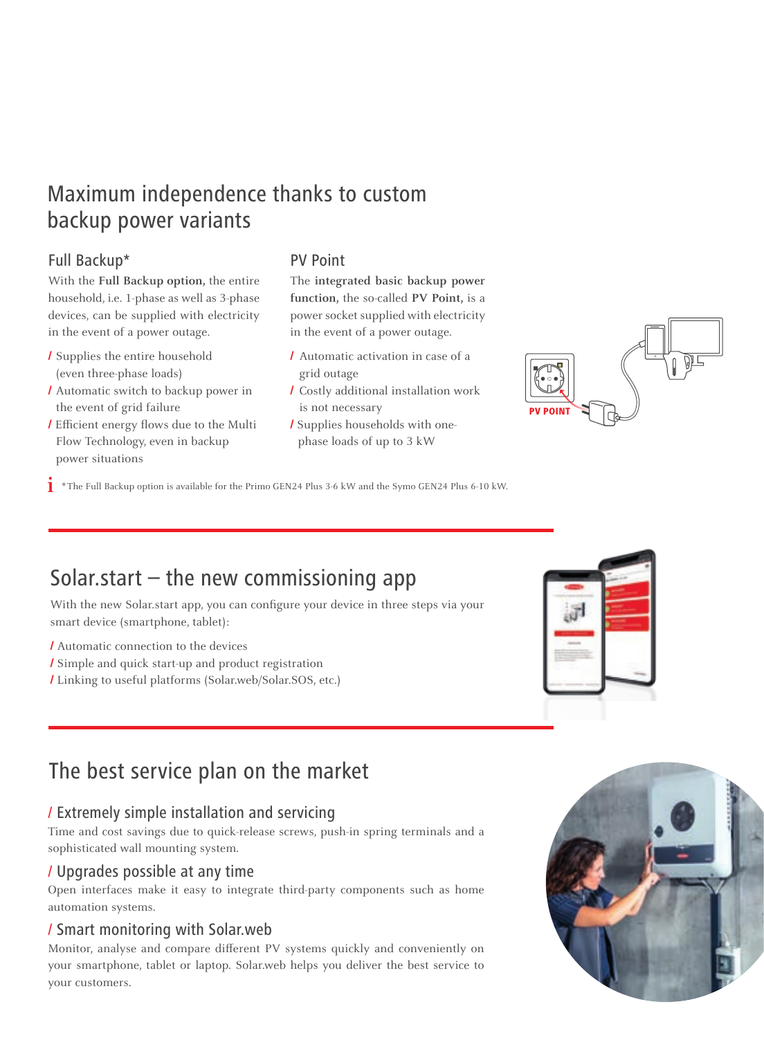# Maximum independence thanks to custom backup power variants

## Full Backup*

With the **Full Backup option,** the entire household, i.e. 1-phase as well as 3-phase devices, can be supplied with electricity in the event of a power outage.

- / Supplies the entire household (even three-phase loads)
- / Automatic switch to backup power in the event of grid failure
- / Efficient energy flows due to the Multi Flow Technology, even in backup power situations

## PV Point

The **integrated basic backup power function,** the so-called **PV Point,** is a power socket supplied with electricity in the event of a power outage.

- / Automatic activation in case of a grid outage
- / Costly additional installation work is not necessary
- / Supplies households with one-phase loads of up to 3 kW

PV POINT

*The Full Backup option is available for the Primo GEN24 Plus 3-6 kW and the Symo GEN24 Plus 6-10 kW.

# Solar.start – the new commissioning app

With the new Solar.start app, you can configure your device in three steps via your smart device (smartphone, tablet):

- / Automatic connection to the devices
- / Simple and quick start-up and product registration
- / Linking to useful platforms (Solar.web/Solar.SOS, etc.)

# The best service plan on the market

## / Extremely simple installation and servicing

Time and cost savings due to quick-release screws, push-in spring terminals and a sophisticated wall mounting system.

## / Upgrades possible at any time

Open interfaces make it easy to integrate third-party components such as home automation systems.

## / Smart monitoring with Solar.web

Monitor, analyse and compare different PV systems quickly and conveniently on your smartphone, tablet or laptop. Solar.web helps you deliver the best service to your customers.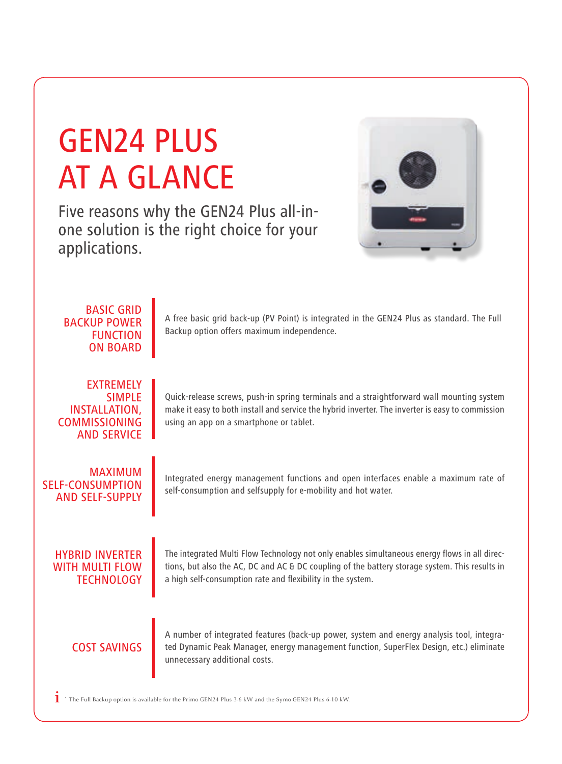# GEN24 PLUS AT A GLANCE

Five reasons why the GEN24 Plus all-in-one solution is the right choice for your applications.

**BASIC GRID BACKUP POWER FUNCTION ON BOARD**

A free basic grid back-up (PV Point) is integrated in the GEN24 Plus as standard. The Full Backup option offers maximum independence.

**EXTREMELY SIMPLE INSTALLATION, COMMISSIONING AND SERVICE**

Quick-release screws, push-in spring terminals and a straightforward wall mounting system make it easy to both install and service the hybrid inverter. The inverter is easy to commission using an app on a smartphone or tablet.

**MAXIMUM SELF-CONSUMPTION AND SELF-SUPPLY**

Integrated energy management functions and open interfaces enable a maximum rate of self-consumption and selfsupply for e-mobility and hot water.

**HYBRID INVERTER WITH MULTI FLOW TECHNOLOGY**

The integrated Multi Flow Technology not only enables simultaneous energy flows in all directions, but also the AC, DC and AC & DC coupling of the battery storage system. This results in a high self-consumption rate and flexibility in the system.

**COST SAVINGS**

A number of integrated features (back-up power, system and energy analysis tool, integrated Dynamic Peak Manager, energy management function, SuperFlex Design, etc.) eliminate unnecessary additional costs.

\* The Full Backup option is available for the Primo GEN24 Plus 3-6 kW and the Symo GEN24 Plus 6-10 kW.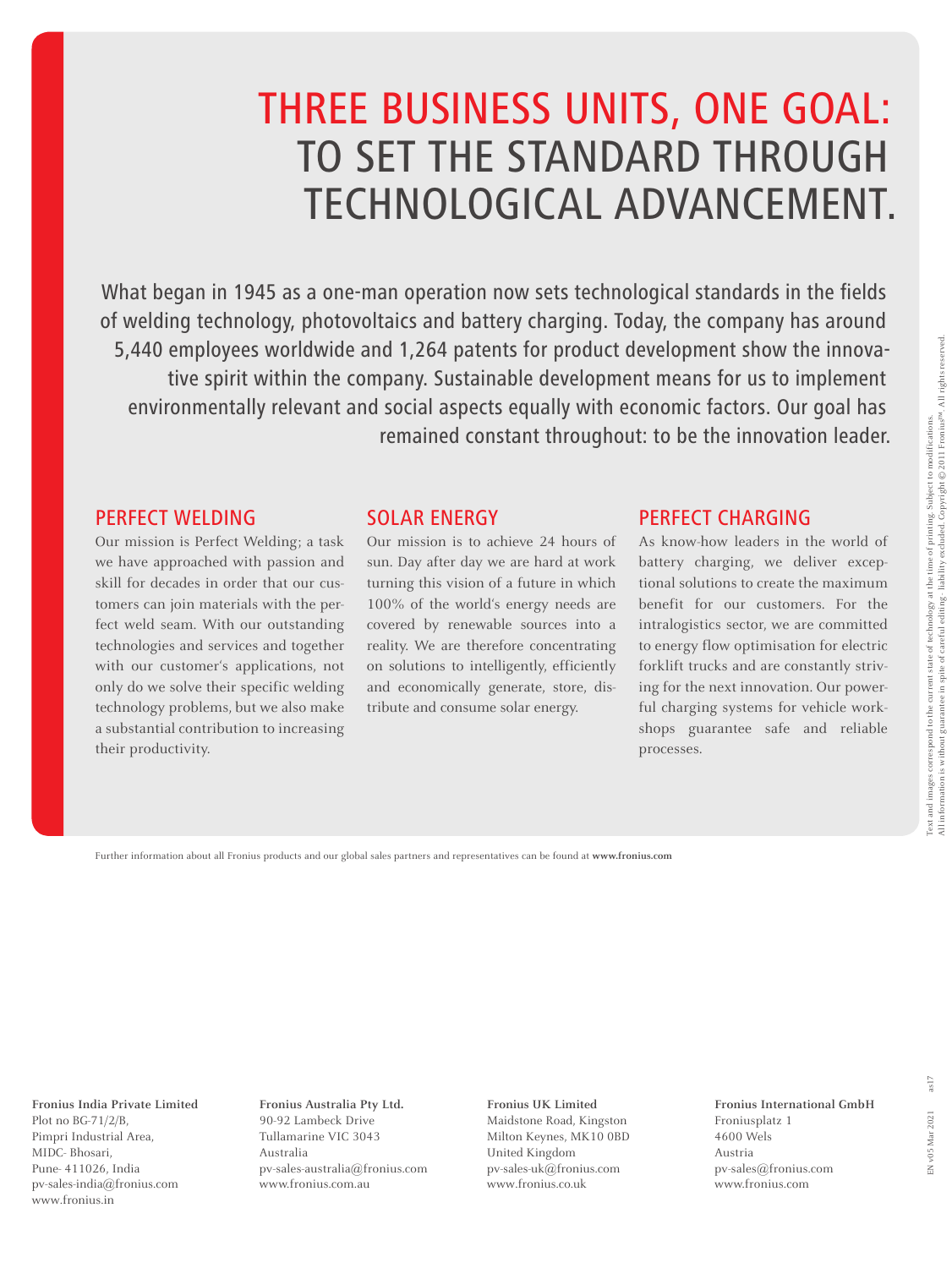# THREE BUSINESS UNITS, ONE GOAL: TO SET THE STANDARD THROUGH TECHNOLOGICAL ADVANCEMENT.

What began in 1945 as a one-man operation now sets technological standards in the fields of welding technology, photovoltaics and battery charging. Today, the company has around 5,440 employees worldwide and 1,264 patents for product development show the innovative spirit within the company. Sustainable development means for us to implement environmentally relevant and social aspects equally with economic factors. Our goal has remained constant throughout: to be the innovation leader.

## PERFECT WELDING

Our mission is Perfect Welding; a task we have approached with passion and skill for decades in order that our customers can join materials with the perfect weld seam. With our outstanding technologies and services and together with our customer's applications, not only do we solve their specific welding technology problems, but we also make a substantial contribution to increasing their productivity.

## SOLAR ENERGY

Our mission is to achieve 24 hours of sun. Day after day we are hard at work turning this vision of a future in which 100% of the world's energy needs are covered by renewable sources into a reality. We are therefore concentrating on solutions to intelligently, efficiently and economically generate, store, distribute and consume solar energy.

## PERFECT CHARGING

As know-how leaders in the world of battery charging, we deliver exceptional solutions to create the maximum benefit for our customers. For the intralogistics sector, we are committed to energy flow optimisation for electric forklift trucks and are constantly striving for the next innovation. Our powerful charging systems for vehicle workshops guarantee safe and reliable processes.

Further information about all Fronius products and our global sales partners and representatives can be found at **www.fronius.com**

Text and images correspond to the current state of technology at the time of printing. Subject to modifications.
All information is without guarantee in spite of careful editing - liability excluded. Copyright © 2011 Fronius™. All rights reserved.

**Fronius India Private Limited**
Plot no BG-71/2/B,
Pimpri Industrial Area,
MIDC- Bhosari,
Pune- 411026, India
pv-sales-india@fronius.com
www.fronius.in

**Fronius Australia Pty Ltd.**
90-92 Lambeck Drive
Tullamarine VIC 3043
Australia
pv-sales-australia@fronius.com
www.fronius.com.au

**Fronius UK Limited**
Maidstone Road, Kingston
Milton Keynes, MK10 0BD
United Kingdom
pv-sales-uk@fronius.com
www.fronius.co.uk

**Fronius International GmbH**
Froniusplatz 1
4600 Wels
Austria
pv-sales@fronius.com
www.fronius.com

EN v05 Mar 2021 as17